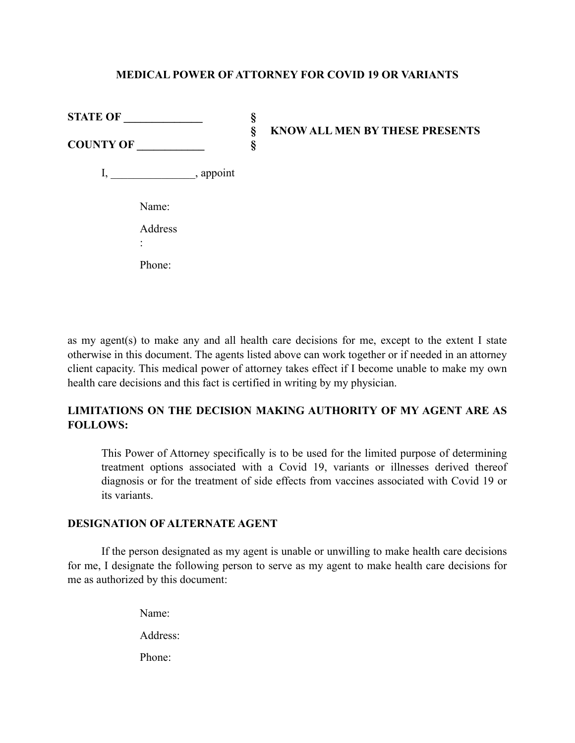# MEDICAL POWER OF ATTORNEY FOR COVID 19 OR VARIANTS

**STATE OF \_\_\_\_\_\_\_\_\_\_\_\_\_\_** §
§ **KNOW ALL MEN BY THESE PRESENTS**
**COUNTY OF \_\_\_\_\_\_\_\_\_\_\_\_** §

I, \_\_\_\_\_\_\_\_\_\_\_\_\_\_\_, appoint

Name:

Address:

Phone:

as my agent(s) to make any and all health care decisions for me, except to the extent I state otherwise in this document. The agents listed above can work together or if needed in an attorney client capacity. This medical power of attorney takes effect if I become unable to make my own health care decisions and this fact is certified in writing by my physician.

**LIMITATIONS ON THE DECISION MAKING AUTHORITY OF MY AGENT ARE AS FOLLOWS:**

This Power of Attorney specifically is to be used for the limited purpose of determining treatment options associated with a Covid 19, variants or illnesses derived thereof diagnosis or for the treatment of side effects from vaccines associated with Covid 19 or its variants.

**DESIGNATION OF ALTERNATE AGENT**

If the person designated as my agent is unable or unwilling to make health care decisions for me, I designate the following person to serve as my agent to make health care decisions for me as authorized by this document:

Name:

Address:

Phone: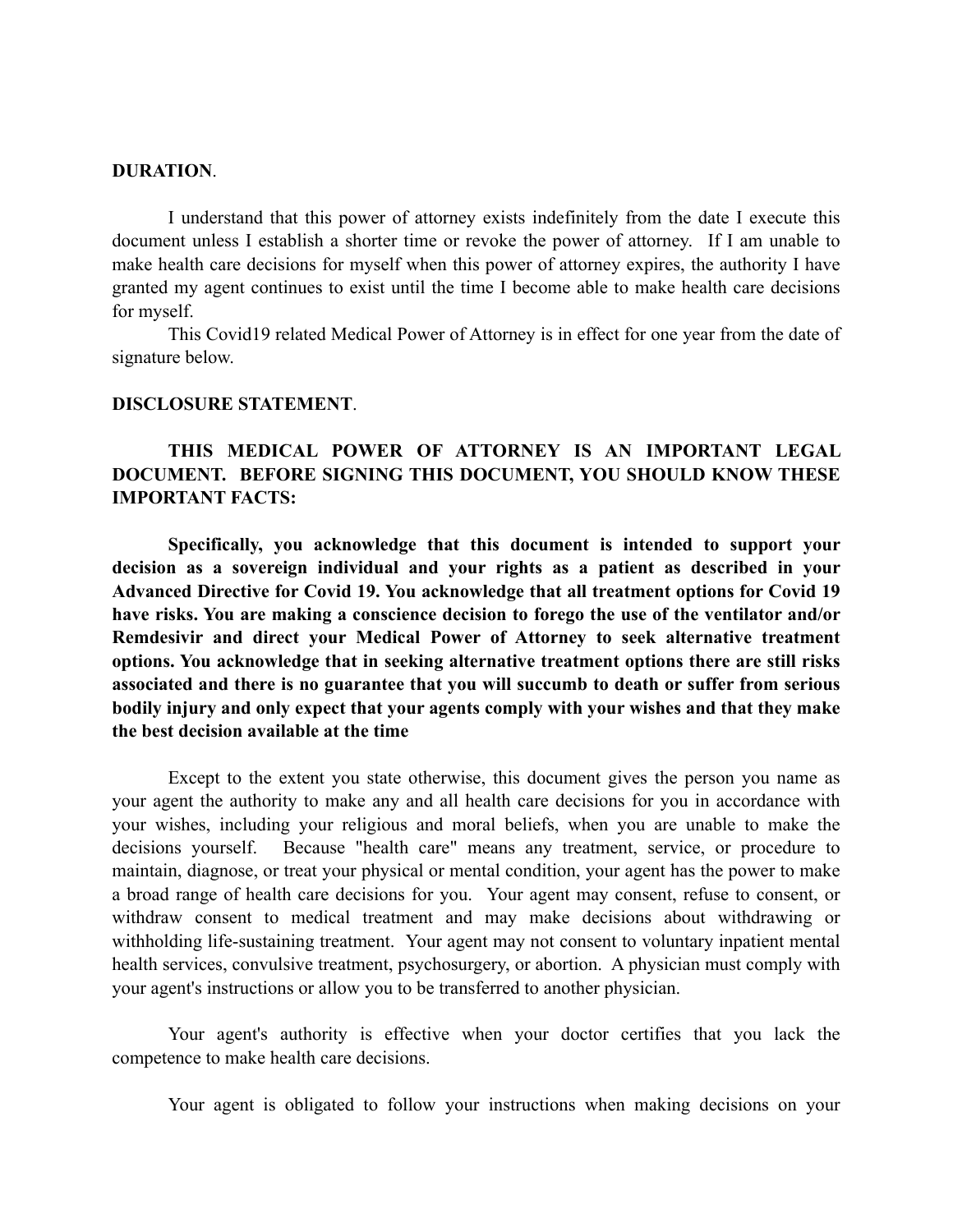**DURATION**.

I understand that this power of attorney exists indefinitely from the date I execute this document unless I establish a shorter time or revoke the power of attorney. If I am unable to make health care decisions for myself when this power of attorney expires, the authority I have granted my agent continues to exist until the time I become able to make health care decisions for myself.

This Covid19 related Medical Power of Attorney is in effect for one year from the date of signature below.

**DISCLOSURE STATEMENT**.

**THIS MEDICAL POWER OF ATTORNEY IS AN IMPORTANT LEGAL DOCUMENT. BEFORE SIGNING THIS DOCUMENT, YOU SHOULD KNOW THESE IMPORTANT FACTS:**

**Specifically, you acknowledge that this document is intended to support your decision as a sovereign individual and your rights as a patient as described in your Advanced Directive for Covid 19. You acknowledge that all treatment options for Covid 19 have risks. You are making a conscience decision to forego the use of the ventilator and/or Remdesivir and direct your Medical Power of Attorney to seek alternative treatment options. You acknowledge that in seeking alternative treatment options there are still risks associated and there is no guarantee that you will succumb to death or suffer from serious bodily injury and only expect that your agents comply with your wishes and that they make the best decision available at the time**

Except to the extent you state otherwise, this document gives the person you name as your agent the authority to make any and all health care decisions for you in accordance with your wishes, including your religious and moral beliefs, when you are unable to make the decisions yourself. Because "health care" means any treatment, service, or procedure to maintain, diagnose, or treat your physical or mental condition, your agent has the power to make a broad range of health care decisions for you. Your agent may consent, refuse to consent, or withdraw consent to medical treatment and may make decisions about withdrawing or withholding life-sustaining treatment. Your agent may not consent to voluntary inpatient mental health services, convulsive treatment, psychosurgery, or abortion. A physician must comply with your agent's instructions or allow you to be transferred to another physician.

Your agent's authority is effective when your doctor certifies that you lack the competence to make health care decisions.

Your agent is obligated to follow your instructions when making decisions on your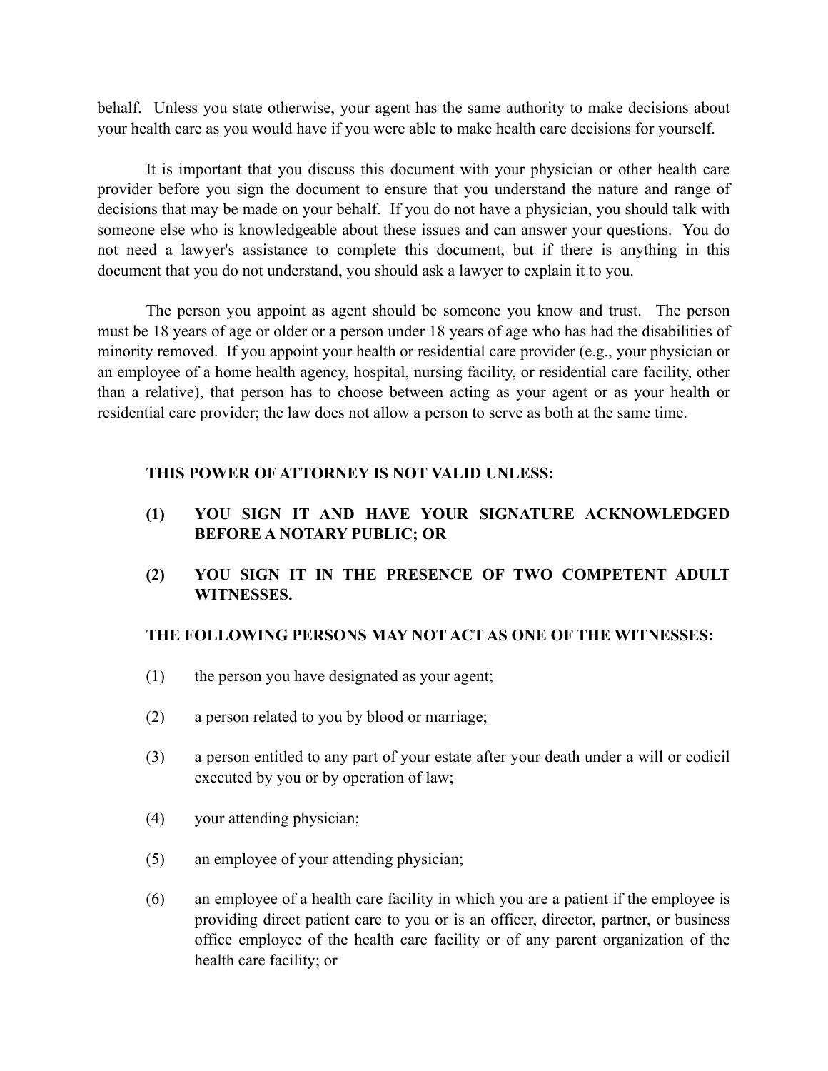behalf. Unless you state otherwise, your agent has the same authority to make decisions about your health care as you would have if you were able to make health care decisions for yourself.

It is important that you discuss this document with your physician or other health care provider before you sign the document to ensure that you understand the nature and range of decisions that may be made on your behalf. If you do not have a physician, you should talk with someone else who is knowledgeable about these issues and can answer your questions. You do not need a lawyer's assistance to complete this document, but if there is anything in this document that you do not understand, you should ask a lawyer to explain it to you.

The person you appoint as agent should be someone you know and trust. The person must be 18 years of age or older or a person under 18 years of age who has had the disabilities of minority removed. If you appoint your health or residential care provider (e.g., your physician or an employee of a home health agency, hospital, nursing facility, or residential care facility, other than a relative), that person has to choose between acting as your agent or as your health or residential care provider; the law does not allow a person to serve as both at the same time.

**THIS POWER OF ATTORNEY IS NOT VALID UNLESS:**

**(1) YOU SIGN IT AND HAVE YOUR SIGNATURE ACKNOWLEDGED BEFORE A NOTARY PUBLIC; OR**

**(2) YOU SIGN IT IN THE PRESENCE OF TWO COMPETENT ADULT WITNESSES.**

**THE FOLLOWING PERSONS MAY NOT ACT AS ONE OF THE WITNESSES:**

(1) the person you have designated as your agent;

(2) a person related to you by blood or marriage;

(3) a person entitled to any part of your estate after your death under a will or codicil executed by you or by operation of law;

(4) your attending physician;

(5) an employee of your attending physician;

(6) an employee of a health care facility in which you are a patient if the employee is providing direct patient care to you or is an officer, director, partner, or business office employee of the health care facility or of any parent organization of the health care facility; or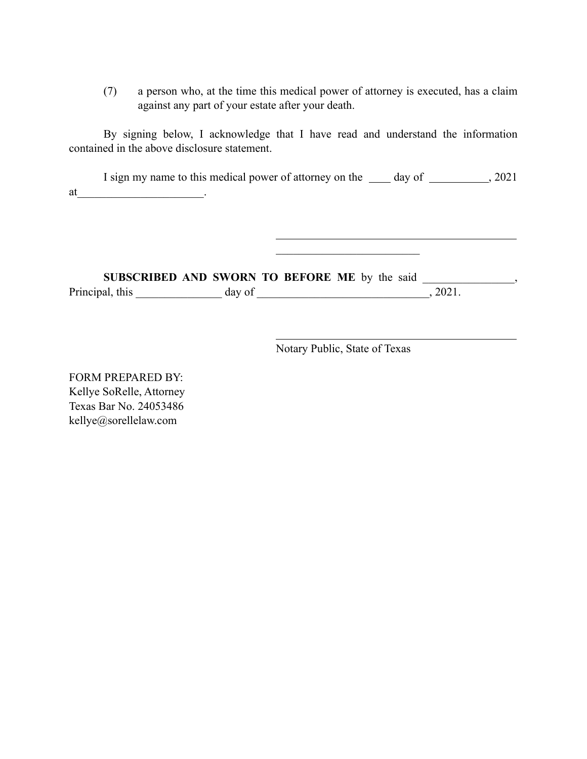(7) a person who, at the time this medical power of attorney is executed, has a claim against any part of your estate after your death.

By signing below, I acknowledge that I have read and understand the information contained in the above disclosure statement.

I sign my name to this medical power of attorney on the ____ day of __________, 2021 at______________________.

_____________________________________________
_________________________

**SUBSCRIBED AND SWORN TO BEFORE ME** by the said _______________, Principal, this _______________ day of _____________________________, 2021.

_____________________________________________
Notary Public, State of Texas

FORM PREPARED BY:
Kellye SoRelle, Attorney
Texas Bar No. 24053486
kellye@sorellelaw.com